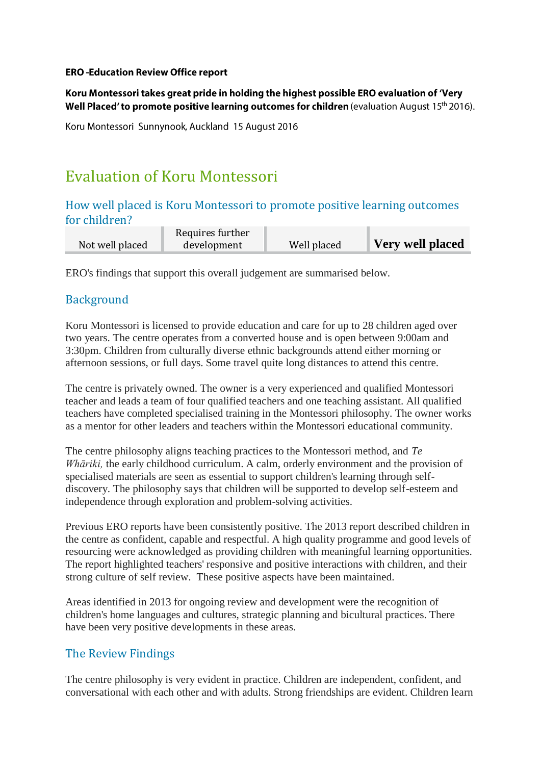**ERO -Education Review Office report**

**Koru Montessori takes great pride in holding the highest possible ERO evaluation of 'Very Well Placed' to promote positive learning outcomes for children** (evaluation August 15th 2016).

Koru Montessori Sunnynook, Auckland 15 August 2016

# Evaluation of Koru Montessori

## How well placed is Koru Montessori to promote positive learning outcomes for children?

| Not well placed | Requires further development | Well placed | **Very well placed** |
|---|---|---|---|

ERO's findings that support this overall judgement are summarised below.

## Background

Koru Montessori is licensed to provide education and care for up to 28 children aged over two years. The centre operates from a converted house and is open between 9:00am and 3:30pm. Children from culturally diverse ethnic backgrounds attend either morning or afternoon sessions, or full days. Some travel quite long distances to attend this centre.

The centre is privately owned. The owner is a very experienced and qualified Montessori teacher and leads a team of four qualified teachers and one teaching assistant. All qualified teachers have completed specialised training in the Montessori philosophy. The owner works as a mentor for other leaders and teachers within the Montessori educational community.

The centre philosophy aligns teaching practices to the Montessori method, and *Te Whāriki,* the early childhood curriculum. A calm, orderly environment and the provision of specialised materials are seen as essential to support children's learning through self-discovery. The philosophy says that children will be supported to develop self-esteem and independence through exploration and problem-solving activities.

Previous ERO reports have been consistently positive. The 2013 report described children in the centre as confident, capable and respectful. A high quality programme and good levels of resourcing were acknowledged as providing children with meaningful learning opportunities. The report highlighted teachers' responsive and positive interactions with children, and their strong culture of self review. These positive aspects have been maintained.

Areas identified in 2013 for ongoing review and development were the recognition of children's home languages and cultures, strategic planning and bicultural practices. There have been very positive developments in these areas.

## The Review Findings

The centre philosophy is very evident in practice. Children are independent, confident, and conversational with each other and with adults. Strong friendships are evident. Children learn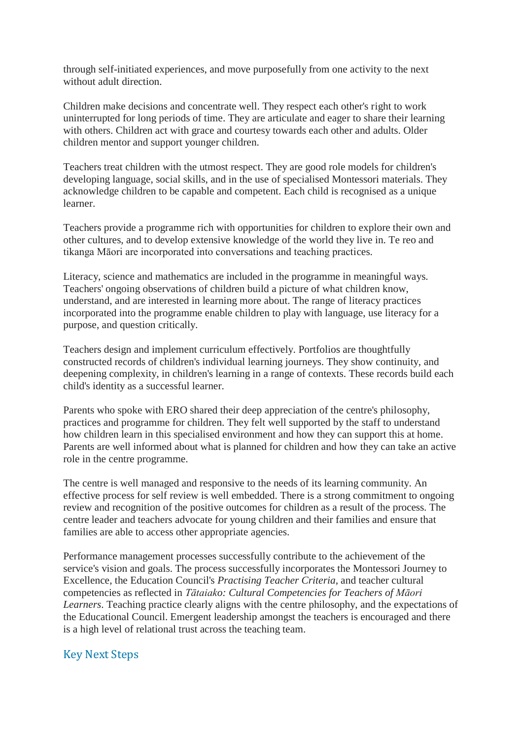through self-initiated experiences, and move purposefully from one activity to the next without adult direction.

Children make decisions and concentrate well. They respect each other's right to work uninterrupted for long periods of time. They are articulate and eager to share their learning with others. Children act with grace and courtesy towards each other and adults. Older children mentor and support younger children.

Teachers treat children with the utmost respect. They are good role models for children's developing language, social skills, and in the use of specialised Montessori materials. They acknowledge children to be capable and competent. Each child is recognised as a unique learner.

Teachers provide a programme rich with opportunities for children to explore their own and other cultures, and to develop extensive knowledge of the world they live in. Te reo and tikanga Māori are incorporated into conversations and teaching practices.

Literacy, science and mathematics are included in the programme in meaningful ways. Teachers' ongoing observations of children build a picture of what children know, understand, and are interested in learning more about. The range of literacy practices incorporated into the programme enable children to play with language, use literacy for a purpose, and question critically.

Teachers design and implement curriculum effectively. Portfolios are thoughtfully constructed records of children's individual learning journeys. They show continuity, and deepening complexity, in children's learning in a range of contexts. These records build each child's identity as a successful learner.

Parents who spoke with ERO shared their deep appreciation of the centre's philosophy, practices and programme for children. They felt well supported by the staff to understand how children learn in this specialised environment and how they can support this at home. Parents are well informed about what is planned for children and how they can take an active role in the centre programme.

The centre is well managed and responsive to the needs of its learning community. An effective process for self review is well embedded. There is a strong commitment to ongoing review and recognition of the positive outcomes for children as a result of the process. The centre leader and teachers advocate for young children and their families and ensure that families are able to access other appropriate agencies.

Performance management processes successfully contribute to the achievement of the service's vision and goals. The process successfully incorporates the Montessori Journey to Excellence, the Education Council's *Practising Teacher Criteria*, and teacher cultural competencies as reflected in *Tātaiako: Cultural Competencies for Teachers of Māori Learners*. Teaching practice clearly aligns with the centre philosophy, and the expectations of the Educational Council. Emergent leadership amongst the teachers is encouraged and there is a high level of relational trust across the teaching team.

## Key Next Steps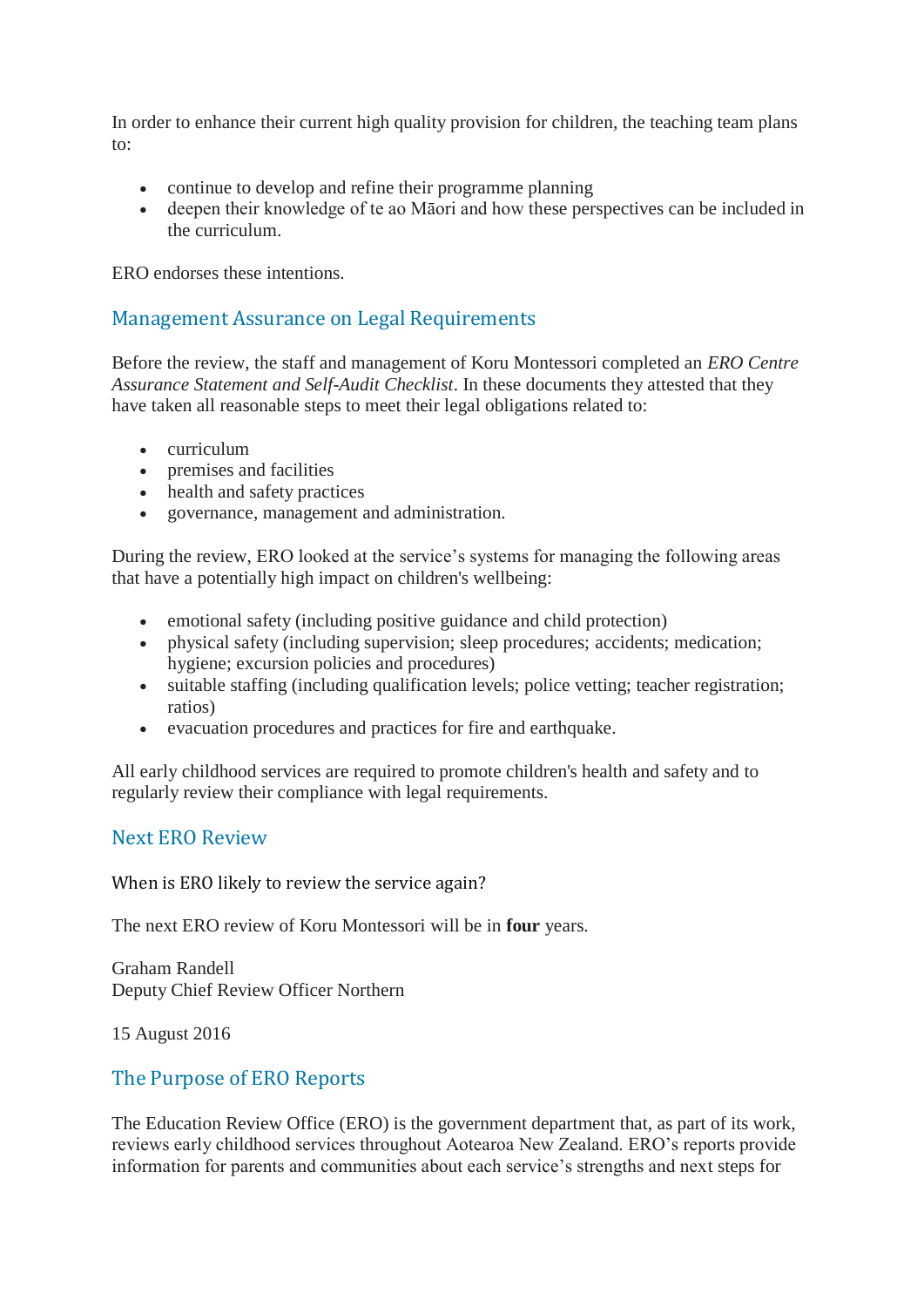In order to enhance their current high quality provision for children, the teaching team plans to:

- continue to develop and refine their programme planning
- deepen their knowledge of te ao Māori and how these perspectives can be included in the curriculum.

ERO endorses these intentions.

## Management Assurance on Legal Requirements

Before the review, the staff and management of Koru Montessori completed an *ERO Centre Assurance Statement and Self-Audit Checklist*. In these documents they attested that they have taken all reasonable steps to meet their legal obligations related to:

- curriculum
- premises and facilities
- health and safety practices
- governance, management and administration.

During the review, ERO looked at the service's systems for managing the following areas that have a potentially high impact on children's wellbeing:

- emotional safety (including positive guidance and child protection)
- physical safety (including supervision; sleep procedures; accidents; medication; hygiene; excursion policies and procedures)
- suitable staffing (including qualification levels; police vetting; teacher registration; ratios)
- evacuation procedures and practices for fire and earthquake.

All early childhood services are required to promote children's health and safety and to regularly review their compliance with legal requirements.

## Next ERO Review

When is ERO likely to review the service again?

The next ERO review of Koru Montessori will be in **four** years.

Graham Randell
Deputy Chief Review Officer Northern

15 August 2016

## The Purpose of ERO Reports

The Education Review Office (ERO) is the government department that, as part of its work, reviews early childhood services throughout Aotearoa New Zealand. ERO's reports provide information for parents and communities about each service's strengths and next steps for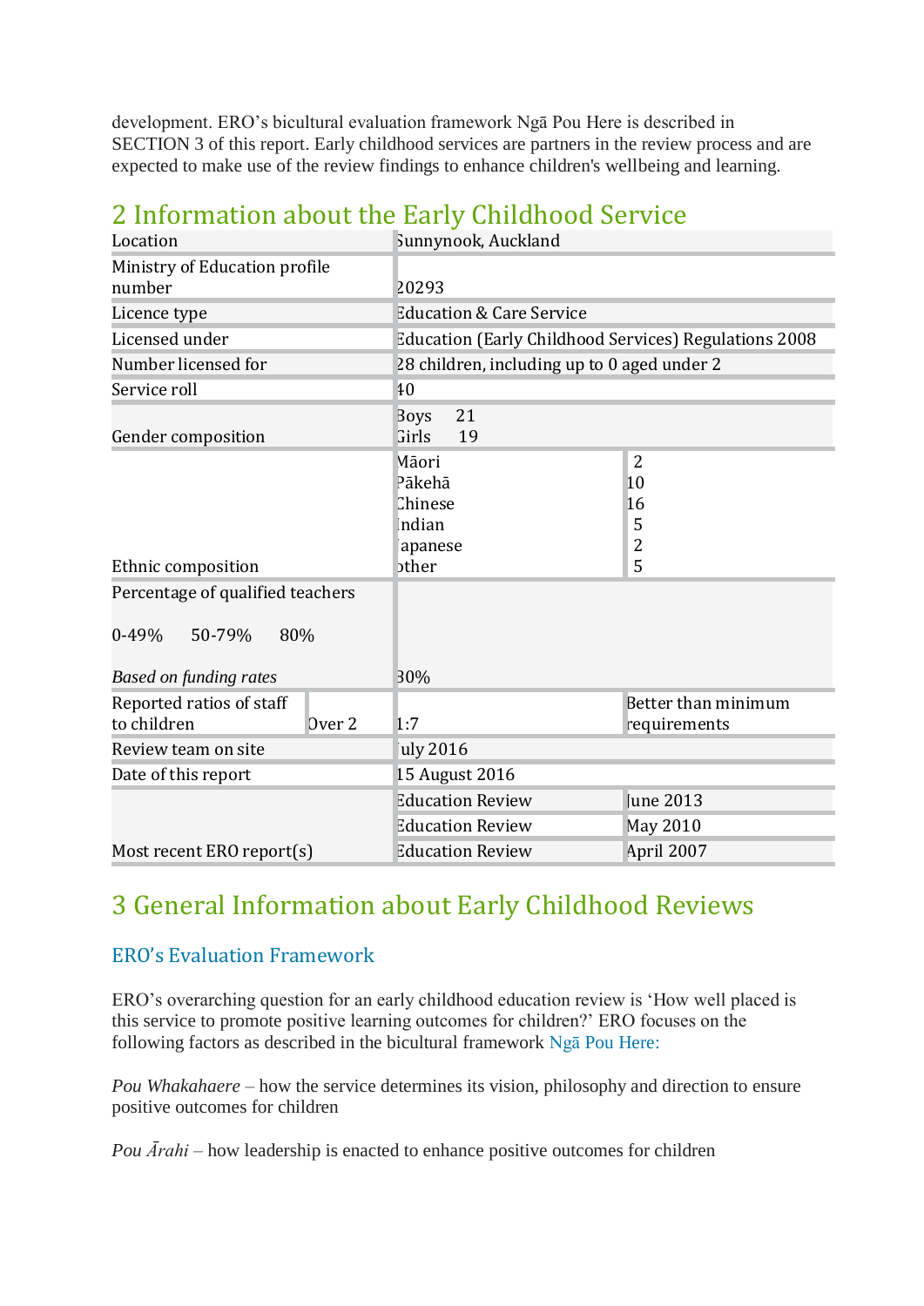development. ERO's bicultural evaluation framework Ngā Pou Here is described in SECTION 3 of this report. Early childhood services are partners in the review process and are expected to make use of the review findings to enhance children's wellbeing and learning.

## 2 Information about the Early Childhood Service

| | | |
|---|---|---|
| Location | Sunnynook, Auckland | |
| Ministry of Education profile number | 20293 | |
| Licence type | Education & Care Service | |
| Licensed under | Education (Early Childhood Services) Regulations 2008 | |
| Number licensed for | 28 children, including up to 0 aged under 2 | |
| Service roll | 40 | |
| Gender composition | Boys 21<br>Girls 19 | |
| Ethnic composition | Māori<br>Pākehā<br>Chinese<br>Indian<br>Japanese<br>other | 2<br>10<br>16<br>5<br>2<br>5 |
| Percentage of qualified teachers<br><br>0-49% 50-79% 80%<br><br>*Based on funding rates* | 80% | |
| Reported ratios of staff to children — Over 2 | 1:7 | Better than minimum requirements |
| Review team on site | July 2016 | |
| Date of this report | 15 August 2016 | |
| Most recent ERO report(s) | Education Review | June 2013 |
| | Education Review | May 2010 |
| | Education Review | April 2007 |

## 3 General Information about Early Childhood Reviews

### ERO's Evaluation Framework

ERO's overarching question for an early childhood education review is 'How well placed is this service to promote positive learning outcomes for children?' ERO focuses on the following factors as described in the bicultural framework Ngā Pou Here:

*Pou Whakahaere* – how the service determines its vision, philosophy and direction to ensure positive outcomes for children

*Pou Ārahi* – how leadership is enacted to enhance positive outcomes for children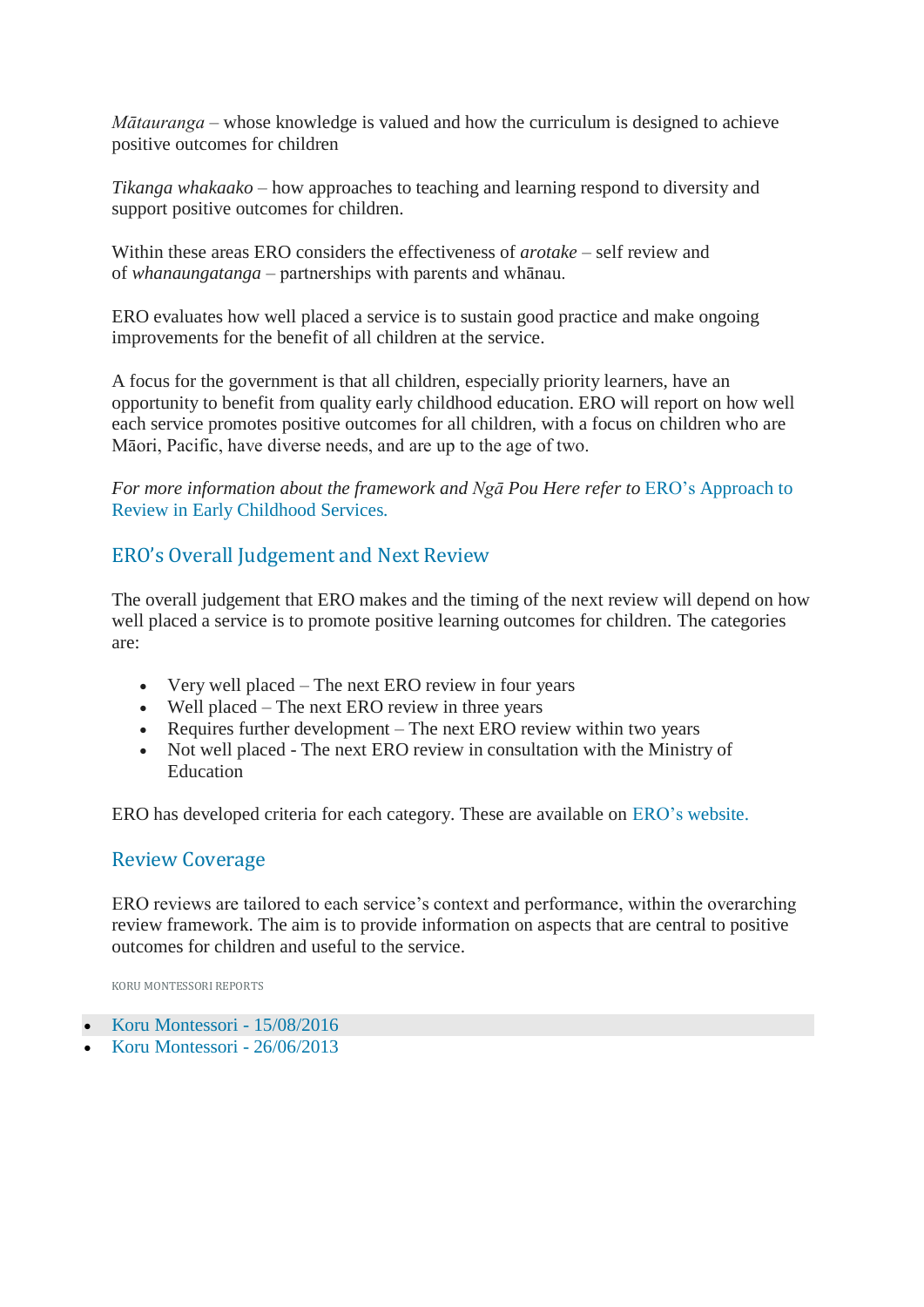*Mātauranga* – whose knowledge is valued and how the curriculum is designed to achieve positive outcomes for children

*Tikanga whakaako* – how approaches to teaching and learning respond to diversity and support positive outcomes for children.

Within these areas ERO considers the effectiveness of *arotake* – self review and of *whanaungatanga* – partnerships with parents and whānau.

ERO evaluates how well placed a service is to sustain good practice and make ongoing improvements for the benefit of all children at the service.

A focus for the government is that all children, especially priority learners, have an opportunity to benefit from quality early childhood education. ERO will report on how well each service promotes positive outcomes for all children, with a focus on children who are Māori, Pacific, have diverse needs, and are up to the age of two.

*For more information about the framework and Ngā Pou Here refer to* ERO's Approach to Review in Early Childhood Services.

## ERO's Overall Judgement and Next Review

The overall judgement that ERO makes and the timing of the next review will depend on how well placed a service is to promote positive learning outcomes for children. The categories are:

- Very well placed – The next ERO review in four years
- Well placed – The next ERO review in three years
- Requires further development – The next ERO review within two years
- Not well placed - The next ERO review in consultation with the Ministry of Education

ERO has developed criteria for each category. These are available on ERO's website.

## Review Coverage

ERO reviews are tailored to each service's context and performance, within the overarching review framework. The aim is to provide information on aspects that are central to positive outcomes for children and useful to the service.

KORU MONTESSORI REPORTS

- Koru Montessori - 15/08/2016
- Koru Montessori - 26/06/2013